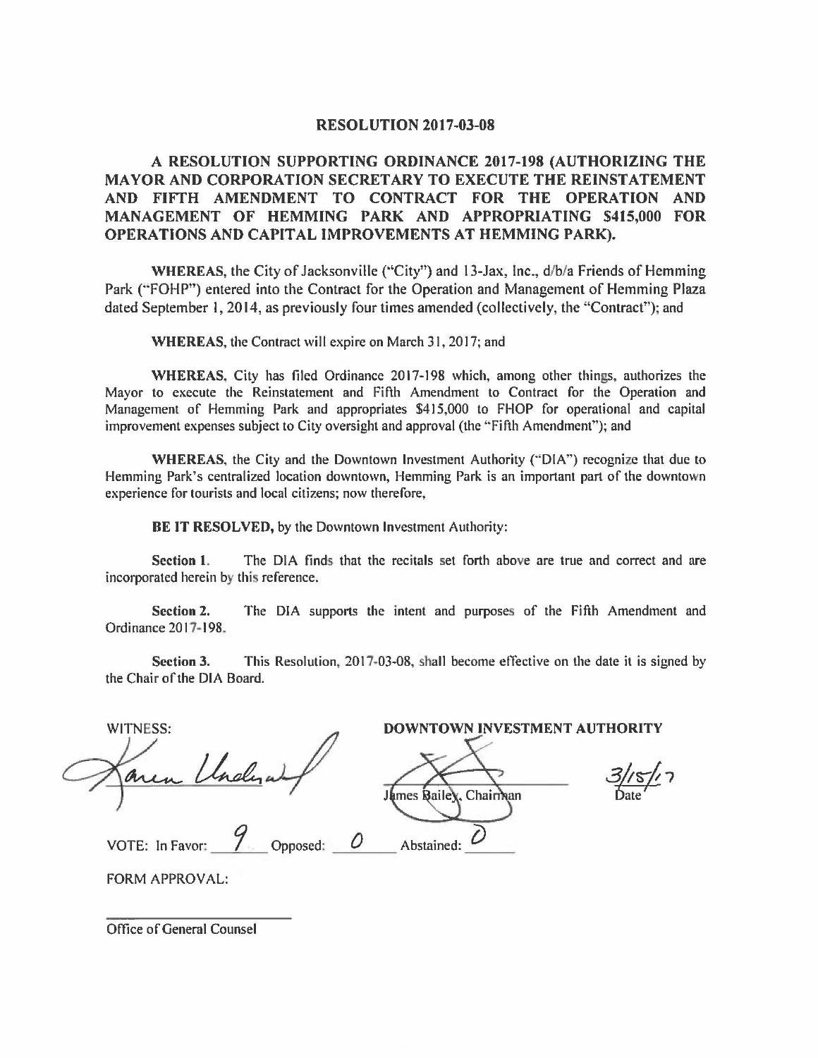# RESOLUTION 2017-03-08

## A RESOLUTION SUPPORTING ORDINANCE 2017-198 (AUTHORIZING THE MAYOR AND CORPORATION SECRETARY TO EXECUTE THE REINSTATEMENT AND FIFTH AMENDMENT TO CONTRACT FOR THE OPERATION AND MANAGEMENT OF HEMMING PARK AND APPROPRIATING $415,000 FOR OPERATIONS AND CAPITAL IMPROVEMENTS AT HEMMING PARK).

**WHEREAS**, the City of Jacksonville ("City") and 13-Jax, Inc., d/b/a Friends of Hemming Park ("FOHP") entered into the Contract for the Operation and Management of Hemming Plaza dated September 1, 2014, as previously four times amended (collectively, the "Contract"); and

**WHEREAS**, the Contract will expire on March 31, 2017; and

**WHEREAS**, City has filed Ordinance 2017-198 which, among other things, authorizes the Mayor to execute the Reinstatement and Fifth Amendment to Contract for the Operation and Management of Hemming Park and appropriates $415,000 to FHOP for operational and capital improvement expenses subject to City oversight and approval (the "Fifth Amendment"); and

**WHEREAS**, the City and the Downtown Investment Authority ("DIA") recognize that due to Hemming Park's centralized location downtown, Hemming Park is an important part of the downtown experience for tourists and local citizens; now therefore,

**BE IT RESOLVED,** by the Downtown Investment Authority:

**Section 1.** The DIA finds that the recitals set forth above are true and correct and are incorporated herein by this reference.

**Section 2.** The DIA supports the intent and purposes of the Fifth Amendment and Ordinance 2017-198.

**Section 3.** This Resolution, 2017-03-08, shall become effective on the date it is signed by the Chair of the DIA Board.

WITNESS: [signature: Karen Underwood]

**DOWNTOWN INVESTMENT AUTHORITY**

[signature]
James Bailey, Chairman

3/15/17
Date

VOTE: In Favor: 9 Opposed: 0 Abstained: 0

FORM APPROVAL:

\_\_\_\_\_\_\_\_\_\_\_\_\_\_\_\_\_\_\_\_\_\_\_\_

Office of General Counsel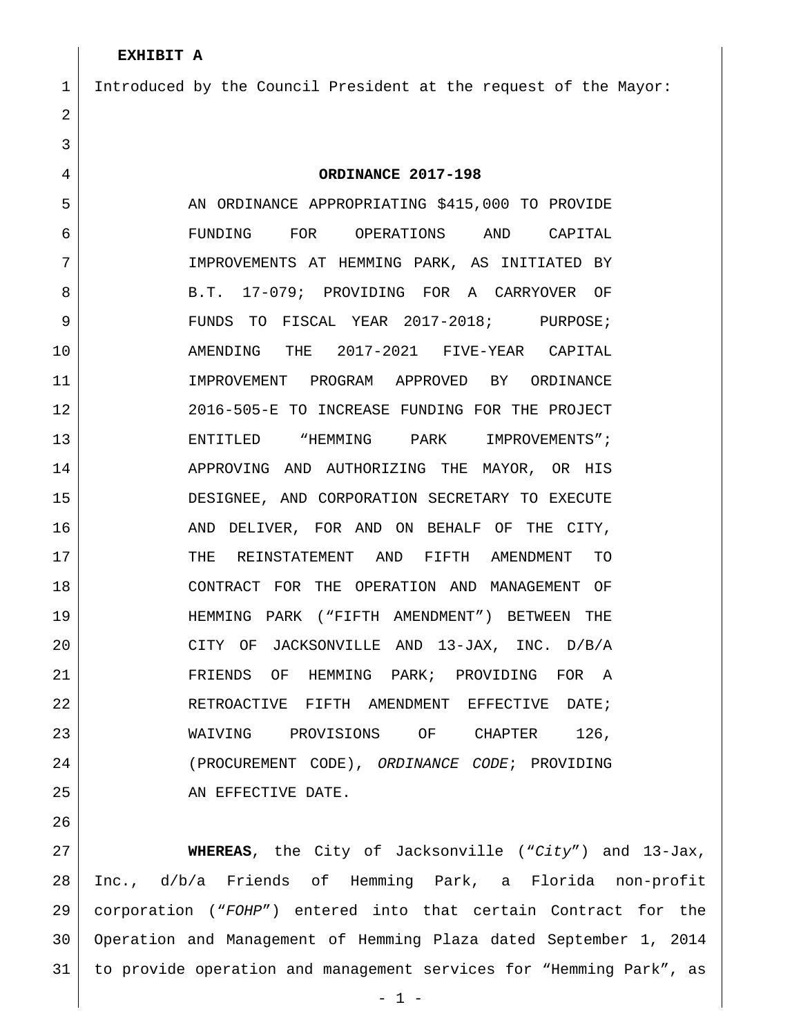**EXHIBIT A**

Introduced by the Council President at the request of the Mayor:

**ORDINANCE 2017-198**

AN ORDINANCE APPROPRIATING $415,000 TO PROVIDE FUNDING FOR OPERATIONS AND CAPITAL IMPROVEMENTS AT HEMMING PARK, AS INITIATED BY B.T. 17-079; PROVIDING FOR A CARRYOVER OF FUNDS TO FISCAL YEAR 2017-2018; PURPOSE; AMENDING THE 2017-2021 FIVE-YEAR CAPITAL IMPROVEMENT PROGRAM APPROVED BY ORDINANCE 2016-505-E TO INCREASE FUNDING FOR THE PROJECT ENTITLED "HEMMING PARK IMPROVEMENTS"; APPROVING AND AUTHORIZING THE MAYOR, OR HIS DESIGNEE, AND CORPORATION SECRETARY TO EXECUTE AND DELIVER, FOR AND ON BEHALF OF THE CITY, THE REINSTATEMENT AND FIFTH AMENDMENT TO CONTRACT FOR THE OPERATION AND MANAGEMENT OF HEMMING PARK ("FIFTH AMENDMENT") BETWEEN THE CITY OF JACKSONVILLE AND 13-JAX, INC. D/B/A FRIENDS OF HEMMING PARK; PROVIDING FOR A RETROACTIVE FIFTH AMENDMENT EFFECTIVE DATE; WAIVING PROVISIONS OF CHAPTER 126, (PROCUREMENT CODE), *ORDINANCE CODE*; PROVIDING AN EFFECTIVE DATE.

**WHEREAS**, the City of Jacksonville ("*City*") and 13-Jax, Inc., d/b/a Friends of Hemming Park, a Florida non-profit corporation ("*FOHP*") entered into that certain Contract for the Operation and Management of Hemming Plaza dated September 1, 2014 to provide operation and management services for "Hemming Park", as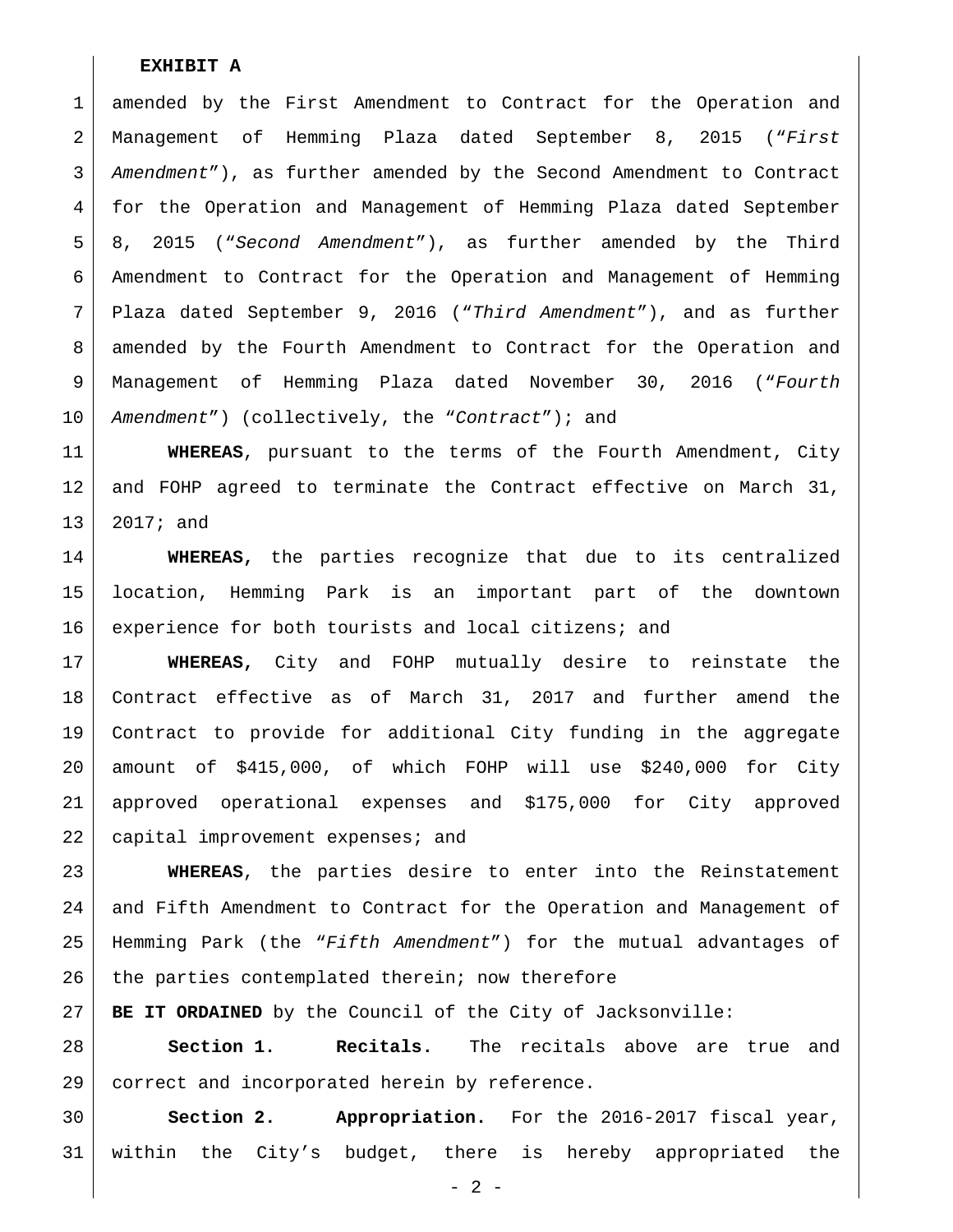**EXHIBIT A**

amended by the First Amendment to Contract for the Operation and Management of Hemming Plaza dated September 8, 2015 (*"First Amendment"*), as further amended by the Second Amendment to Contract for the Operation and Management of Hemming Plaza dated September 8, 2015 (*"Second Amendment"*), as further amended by the Third Amendment to Contract for the Operation and Management of Hemming Plaza dated September 9, 2016 (*"Third Amendment"*), and as further amended by the Fourth Amendment to Contract for the Operation and Management of Hemming Plaza dated November 30, 2016 (*"Fourth Amendment"*) (collectively, the *"Contract"*); and

**WHEREAS**, pursuant to the terms of the Fourth Amendment, City and FOHP agreed to terminate the Contract effective on March 31, 2017; and

**WHEREAS,** the parties recognize that due to its centralized location, Hemming Park is an important part of the downtown experience for both tourists and local citizens; and

**WHEREAS,** City and FOHP mutually desire to reinstate the Contract effective as of March 31, 2017 and further amend the Contract to provide for additional City funding in the aggregate amount of $415,000, of which FOHP will use $240,000 for City approved operational expenses and $175,000 for City approved capital improvement expenses; and

**WHEREAS**, the parties desire to enter into the Reinstatement and Fifth Amendment to Contract for the Operation and Management of Hemming Park (the *"Fifth Amendment"*) for the mutual advantages of the parties contemplated therein; now therefore

**BE IT ORDAINED** by the Council of the City of Jacksonville:

**Section 1. Recitals.** The recitals above are true and correct and incorporated herein by reference.

**Section 2. Appropriation.** For the 2016-2017 fiscal year, within the City's budget, there is hereby appropriated the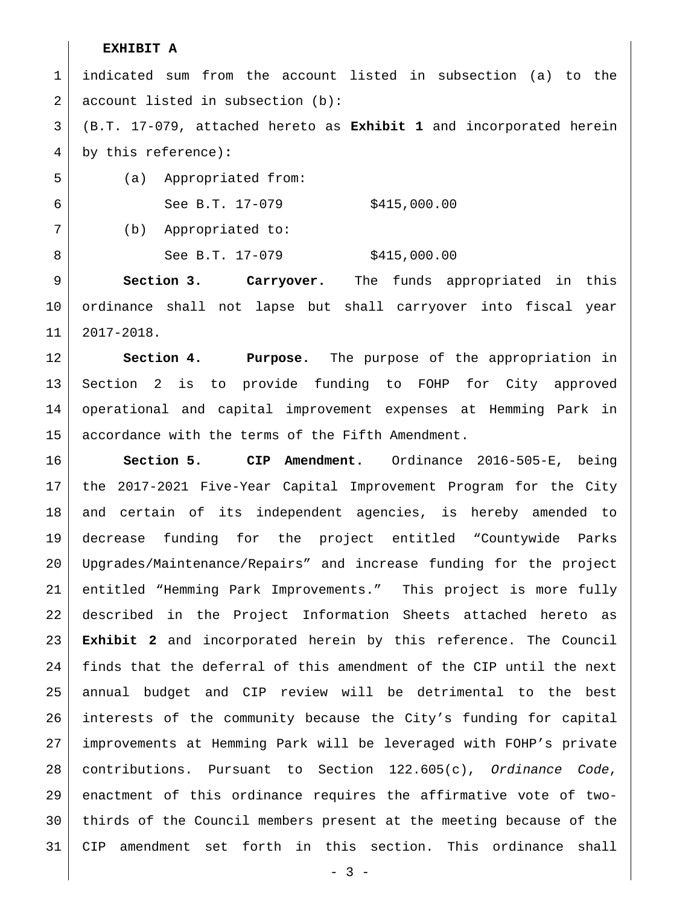**EXHIBIT A**

indicated sum from the account listed in subsection (a) to the account listed in subsection (b):

(B.T. 17-079, attached hereto as **Exhibit 1** and incorporated herein by this reference):

(a) Appropriated from:

See B.T. 17-079 $415,000.00

(b) Appropriated to:

See B.T. 17-079 $415,000.00

**Section 3. Carryover.** The funds appropriated in this ordinance shall not lapse but shall carryover into fiscal year 2017-2018.

**Section 4. Purpose.** The purpose of the appropriation in Section 2 is to provide funding to FOHP for City approved operational and capital improvement expenses at Hemming Park in accordance with the terms of the Fifth Amendment.

**Section 5. CIP Amendment.** Ordinance 2016-505-E, being the 2017-2021 Five-Year Capital Improvement Program for the City and certain of its independent agencies, is hereby amended to decrease funding for the project entitled "Countywide Parks Upgrades/Maintenance/Repairs" and increase funding for the project entitled "Hemming Park Improvements." This project is more fully described in the Project Information Sheets attached hereto as **Exhibit 2** and incorporated herein by this reference. The Council finds that the deferral of this amendment of the CIP until the next annual budget and CIP review will be detrimental to the best interests of the community because the City's funding for capital improvements at Hemming Park will be leveraged with FOHP's private contributions. Pursuant to Section 122.605(c), *Ordinance Code*, enactment of this ordinance requires the affirmative vote of two-thirds of the Council members present at the meeting because of the CIP amendment set forth in this section. This ordinance shall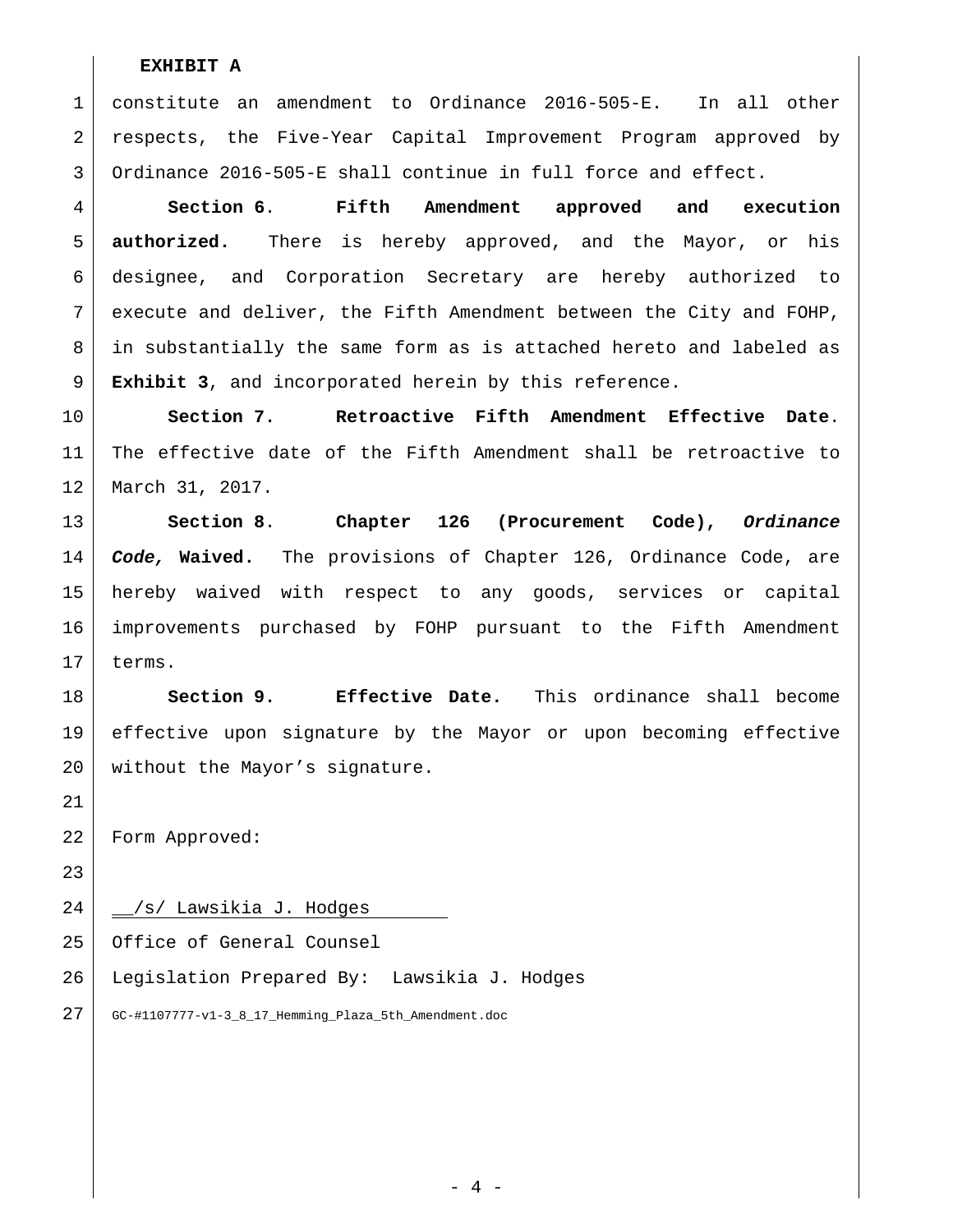**EXHIBIT A**

constitute an amendment to Ordinance 2016-505-E. In all other respects, the Five-Year Capital Improvement Program approved by Ordinance 2016-505-E shall continue in full force and effect.

**Section 6**. **Fifth Amendment approved and execution authorized.** There is hereby approved, and the Mayor, or his designee, and Corporation Secretary are hereby authorized to execute and deliver, the Fifth Amendment between the City and FOHP, in substantially the same form as is attached hereto and labeled as **Exhibit 3**, and incorporated herein by this reference.

**Section 7. Retroactive Fifth Amendment Effective Date**. The effective date of the Fifth Amendment shall be retroactive to March 31, 2017.

**Section 8**. **Chapter 126 (Procurement Code), *Ordinance Code,* Waived.** The provisions of Chapter 126, Ordinance Code, are hereby waived with respect to any goods, services or capital improvements purchased by FOHP pursuant to the Fifth Amendment terms.

**Section 9. Effective Date.** This ordinance shall become effective upon signature by the Mayor or upon becoming effective without the Mayor's signature.

Form Approved:

__/s/ Lawsikia J. Hodges

Office of General Counsel

Legislation Prepared By: Lawsikia J. Hodges

GC-#1107777-v1-3_8_17_Hemming_Plaza_5th_Amendment.doc